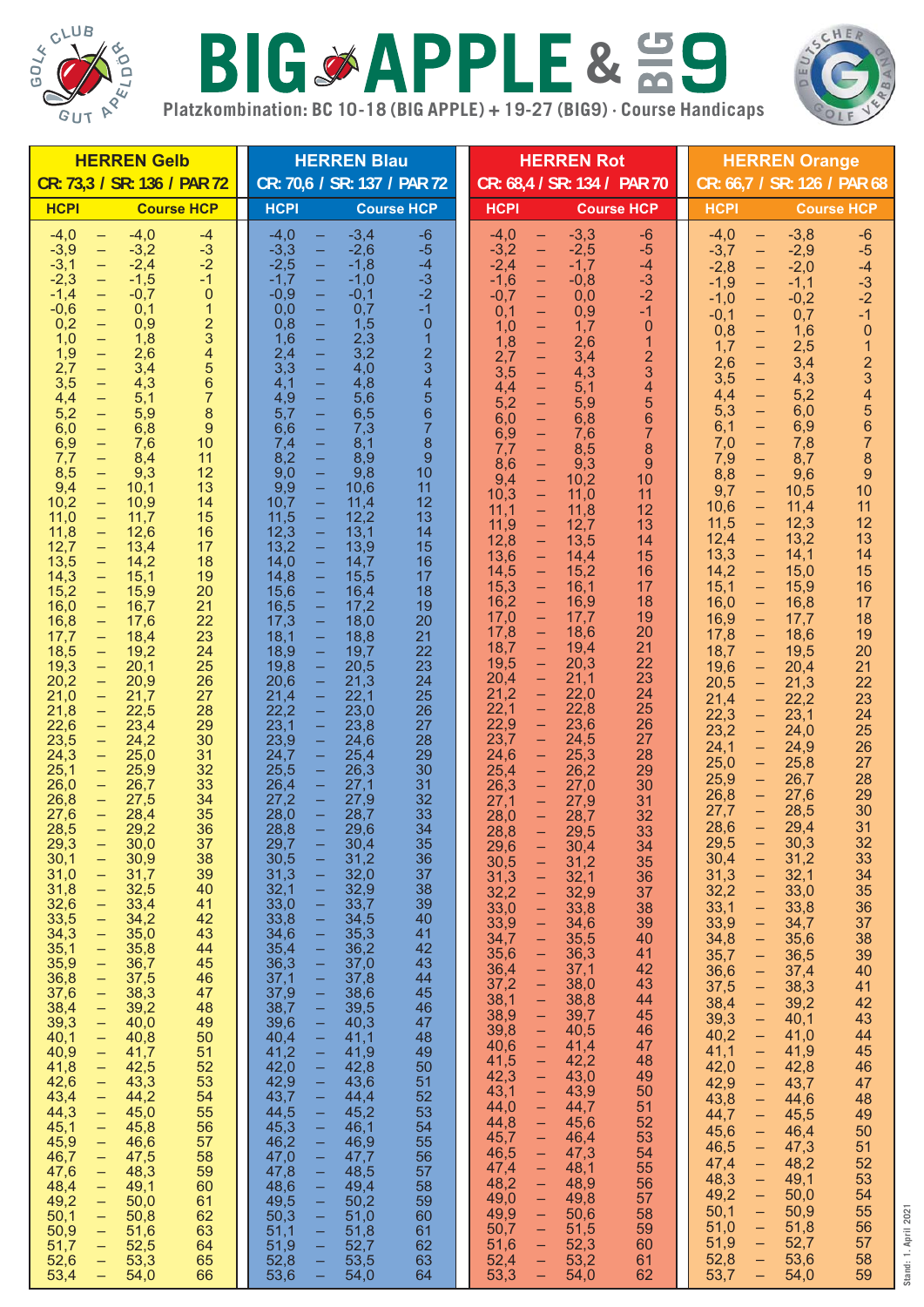# BIG APPLE & BIG 9

Platzkombination: BC 10-18 (BIG APPLE) + 19-27 (BIG9) · Course Handicaps

## HERREN Gelb

CR: 73,3 / SR: 136 / PAR 72

| HCPI | Course HCP |
|---|---|
| -4,0 – -4,0 | -4 |
| -3,9 – -3,2 | -3 |
| -3,1 – -2,4 | -2 |
| -2,3 – -1,5 | -1 |
| -1,4 – -0,7 | 0 |
| -0,6 – 0,1 | 1 |
| 0,2 – 0,9 | 2 |
| 1,0 – 1,8 | 3 |
| 1,9 – 2,6 | 4 |
| 2,7 – 3,4 | 5 |
| 3,5 – 4,3 | 6 |
| 4,4 – 5,1 | 7 |
| 5,2 – 5,9 | 8 |
| 6,0 – 6,8 | 9 |
| 6,9 – 7,6 | 10 |
| 7,7 – 8,4 | 11 |
| 8,5 – 9,3 | 12 |
| 9,4 – 10,1 | 13 |
| 10,2 – 10,9 | 14 |
| 11,0 – 11,7 | 15 |
| 11,8 – 12,6 | 16 |
| 12,7 – 13,4 | 17 |
| 13,5 – 14,2 | 18 |
| 14,3 – 15,1 | 19 |
| 15,2 – 15,9 | 20 |
| 16,0 – 16,7 | 21 |
| 16,8 – 17,6 | 22 |
| 17,7 – 18,4 | 23 |
| 18,5 – 19,2 | 24 |
| 19,3 – 20,1 | 25 |
| 20,2 – 20,9 | 26 |
| 21,0 – 21,7 | 27 |
| 21,8 – 22,5 | 28 |
| 22,6 – 23,4 | 29 |
| 23,5 – 24,2 | 30 |
| 24,3 – 25,0 | 31 |
| 25,1 – 25,9 | 32 |
| 26,0 – 26,7 | 33 |
| 26,8 – 27,5 | 34 |
| 27,6 – 28,4 | 35 |
| 28,5 – 29,2 | 36 |
| 29,3 – 30,0 | 37 |
| 30,1 – 30,9 | 38 |
| 31,0 – 31,7 | 39 |
| 31,8 – 32,5 | 40 |
| 32,6 – 33,4 | 41 |
| 33,5 – 34,2 | 42 |
| 34,3 – 35,0 | 43 |
| 35,1 – 35,8 | 44 |
| 35,9 – 36,7 | 45 |
| 36,8 – 37,5 | 46 |
| 37,6 – 38,3 | 47 |
| 38,4 – 39,2 | 48 |
| 39,3 – 40,0 | 49 |
| 40,1 – 40,8 | 50 |
| 40,9 – 41,7 | 51 |
| 41,8 – 42,5 | 52 |
| 42,6 – 43,3 | 53 |
| 43,4 – 44,2 | 54 |
| 44,3 – 45,0 | 55 |
| 45,1 – 45,8 | 56 |
| 45,9 – 46,6 | 57 |
| 46,7 – 47,5 | 58 |
| 47,6 – 48,3 | 59 |
| 48,4 – 49,1 | 60 |
| 49,2 – 50,0 | 61 |
| 50,1 – 50,8 | 62 |
| 50,9 – 51,6 | 63 |
| 51,7 – 52,5 | 64 |
| 52,6 – 53,3 | 65 |
| 53,4 – 54,0 | 66 |

## HERREN Blau

CR: 70,6 / SR: 137 / PAR 72

| HCPI | Course HCP |
|---|---|
| -4,0 – -3,4 | -6 |
| -3,3 – -2,6 | -5 |
| -2,5 – -1,8 | -4 |
| -1,7 – -1,0 | -3 |
| -0,9 – -0,1 | -2 |
| 0,0 – 0,7 | -1 |
| 0,8 – 1,5 | 0 |
| 1,6 – 2,3 | 1 |
| 2,4 – 3,2 | 2 |
| 3,3 – 4,0 | 3 |
| 4,1 – 4,8 | 4 |
| 4,9 – 5,6 | 5 |
| 5,7 – 6,5 | 6 |
| 6,6 – 7,3 | 7 |
| 7,4 – 8,1 | 8 |
| 8,2 – 8,9 | 9 |
| 9,0 – 9,8 | 10 |
| 9,9 – 10,6 | 11 |
| 10,7 – 11,4 | 12 |
| 11,5 – 12,2 | 13 |
| 12,3 – 13,1 | 14 |
| 13,2 – 13,9 | 15 |
| 14,0 – 14,7 | 16 |
| 14,8 – 15,5 | 17 |
| 15,6 – 16,4 | 18 |
| 16,5 – 17,2 | 19 |
| 17,3 – 18,0 | 20 |
| 18,1 – 18,8 | 21 |
| 18,9 – 19,7 | 22 |
| 19,8 – 20,5 | 23 |
| 20,6 – 21,3 | 24 |
| 21,4 – 22,1 | 25 |
| 22,2 – 23,0 | 26 |
| 23,1 – 23,8 | 27 |
| 23,9 – 24,6 | 28 |
| 24,7 – 25,4 | 29 |
| 25,5 – 26,3 | 30 |
| 26,4 – 27,1 | 31 |
| 27,2 – 27,9 | 32 |
| 28,0 – 28,7 | 33 |
| 28,8 – 29,6 | 34 |
| 29,7 – 30,4 | 35 |
| 30,5 – 31,2 | 36 |
| 31,3 – 32,0 | 37 |
| 32,1 – 32,9 | 38 |
| 33,0 – 33,7 | 39 |
| 33,8 – 34,5 | 40 |
| 34,6 – 35,3 | 41 |
| 35,4 – 36,2 | 42 |
| 36,3 – 37,0 | 43 |
| 37,1 – 37,8 | 44 |
| 37,9 – 38,6 | 45 |
| 38,7 – 39,5 | 46 |
| 39,6 – 40,3 | 47 |
| 40,4 – 41,1 | 48 |
| 41,2 – 41,9 | 49 |
| 42,0 – 42,8 | 50 |
| 42,9 – 43,6 | 51 |
| 43,7 – 44,4 | 52 |
| 44,5 – 45,2 | 53 |
| 45,3 – 46,1 | 54 |
| 46,2 – 46,9 | 55 |
| 47,0 – 47,7 | 56 |
| 47,8 – 48,5 | 57 |
| 48,6 – 49,4 | 58 |
| 49,5 – 50,2 | 59 |
| 50,3 – 51,0 | 60 |
| 51,1 – 51,8 | 61 |
| 51,9 – 52,7 | 62 |
| 52,8 – 53,5 | 63 |
| 53,6 – 54,0 | 64 |

## HERREN Rot

CR: 68,4 / SR: 134 / PAR 70

| HCPI | Course HCP |
|---|---|
| -4,0 – -3,3 | -6 |
| -3,2 – -2,5 | -5 |
| -2,4 – -1,7 | -4 |
| -1,6 – -0,8 | -3 |
| -0,7 – 0,0 | -2 |
| 0,1 – 0,9 | -1 |
| 1,0 – 1,7 | 0 |
| 1,8 – 2,6 | 1 |
| 2,7 – 3,4 | 2 |
| 3,5 – 4,3 | 3 |
| 4,4 – 5,1 | 4 |
| 5,2 – 5,9 | 5 |
| 6,0 – 6,8 | 6 |
| 6,9 – 7,6 | 7 |
| 7,7 – 8,5 | 8 |
| 8,6 – 9,3 | 9 |
| 9,4 – 10,2 | 10 |
| 10,3 – 11,0 | 11 |
| 11,1 – 11,8 | 12 |
| 11,9 – 12,7 | 13 |
| 12,8 – 13,5 | 14 |
| 13,6 – 14,4 | 15 |
| 14,5 – 15,2 | 16 |
| 15,3 – 16,1 | 17 |
| 16,2 – 16,9 | 18 |
| 17,0 – 17,7 | 19 |
| 17,8 – 18,6 | 20 |
| 18,7 – 19,4 | 21 |
| 19,5 – 20,3 | 22 |
| 20,4 – 21,1 | 23 |
| 21,2 – 22,0 | 24 |
| 22,1 – 22,8 | 25 |
| 22,9 – 23,6 | 26 |
| 23,7 – 24,5 | 27 |
| 24,6 – 25,3 | 28 |
| 25,4 – 26,2 | 29 |
| 26,3 – 27,0 | 30 |
| 27,1 – 27,9 | 31 |
| 28,0 – 28,7 | 32 |
| 28,8 – 29,5 | 33 |
| 29,6 – 30,4 | 34 |
| 30,5 – 31,2 | 35 |
| 31,3 – 32,1 | 36 |
| 32,2 – 32,9 | 37 |
| 33,0 – 33,8 | 38 |
| 33,9 – 34,6 | 39 |
| 34,7 – 35,5 | 40 |
| 35,6 – 36,3 | 41 |
| 36,4 – 37,1 | 42 |
| 37,2 – 38,0 | 43 |
| 38,1 – 38,8 | 44 |
| 38,9 – 39,7 | 45 |
| 39,8 – 40,5 | 46 |
| 40,6 – 41,4 | 47 |
| 41,5 – 42,2 | 48 |
| 42,3 – 43,0 | 49 |
| 43,1 – 43,9 | 50 |
| 44,0 – 44,7 | 51 |
| 44,8 – 45,6 | 52 |
| 45,7 – 46,4 | 53 |
| 46,5 – 47,3 | 54 |
| 47,4 – 48,1 | 55 |
| 48,2 – 48,9 | 56 |
| 49,0 – 49,8 | 57 |
| 49,9 – 50,6 | 58 |
| 50,7 – 51,5 | 59 |
| 51,6 – 52,3 | 60 |
| 52,4 – 53,2 | 61 |
| 53,3 – 54,0 | 62 |

## HERREN Orange

CR: 66,7 / SR: 126 / PAR 68

| HCPI | Course HCP |
|---|---|
| -4,0 – -3,8 | -6 |
| -3,7 – -2,9 | -5 |
| -2,8 – -2,0 | -4 |
| -1,9 – -1,1 | -3 |
| -1,0 – -0,2 | -2 |
| -0,1 – 0,7 | -1 |
| 0,8 – 1,6 | 0 |
| 1,7 – 2,5 | 1 |
| 2,6 – 3,4 | 2 |
| 3,5 – 4,3 | 3 |
| 4,4 – 5,2 | 4 |
| 5,3 – 6,0 | 5 |
| 6,1 – 6,9 | 6 |
| 7,0 – 7,8 | 7 |
| 7,9 – 8,7 | 8 |
| 8,8 – 9,6 | 9 |
| 9,7 – 10,5 | 10 |
| 10,6 – 11,4 | 11 |
| 11,5 – 12,3 | 12 |
| 12,4 – 13,2 | 13 |
| 13,3 – 14,1 | 14 |
| 14,2 – 15,0 | 15 |
| 15,1 – 15,9 | 16 |
| 16,0 – 16,8 | 17 |
| 16,9 – 17,7 | 18 |
| 17,8 – 18,6 | 19 |
| 18,7 – 19,5 | 20 |
| 19,6 – 20,4 | 21 |
| 20,5 – 21,3 | 22 |
| 21,4 – 22,2 | 23 |
| 22,3 – 23,1 | 24 |
| 23,2 – 24,0 | 25 |
| 24,1 – 24,9 | 26 |
| 25,0 – 25,8 | 27 |
| 25,9 – 26,7 | 28 |
| 26,8 – 27,6 | 29 |
| 27,7 – 28,5 | 30 |
| 28,6 – 29,4 | 31 |
| 29,5 – 30,3 | 32 |
| 30,4 – 31,2 | 33 |
| 31,3 – 32,1 | 34 |
| 32,2 – 33,0 | 35 |
| 33,1 – 33,8 | 36 |
| 33,9 – 34,7 | 37 |
| 34,8 – 35,6 | 38 |
| 35,7 – 36,5 | 39 |
| 36,6 – 37,4 | 40 |
| 37,5 – 38,3 | 41 |
| 38,4 – 39,2 | 42 |
| 39,3 – 40,1 | 43 |
| 40,2 – 41,0 | 44 |
| 41,1 – 41,9 | 45 |
| 42,0 – 42,8 | 46 |
| 42,9 – 43,7 | 47 |
| 43,8 – 44,6 | 48 |
| 44,7 – 45,5 | 49 |
| 45,6 – 46,4 | 50 |
| 46,5 – 47,3 | 51 |
| 47,4 – 48,2 | 52 |
| 48,3 – 49,1 | 53 |
| 49,2 – 50,0 | 54 |
| 50,1 – 50,9 | 55 |
| 51,0 – 51,8 | 56 |
| 51,9 – 52,7 | 57 |
| 52,8 – 53,6 | 58 |
| 53,7 – 54,0 | 59 |

Stand: 1. April 2021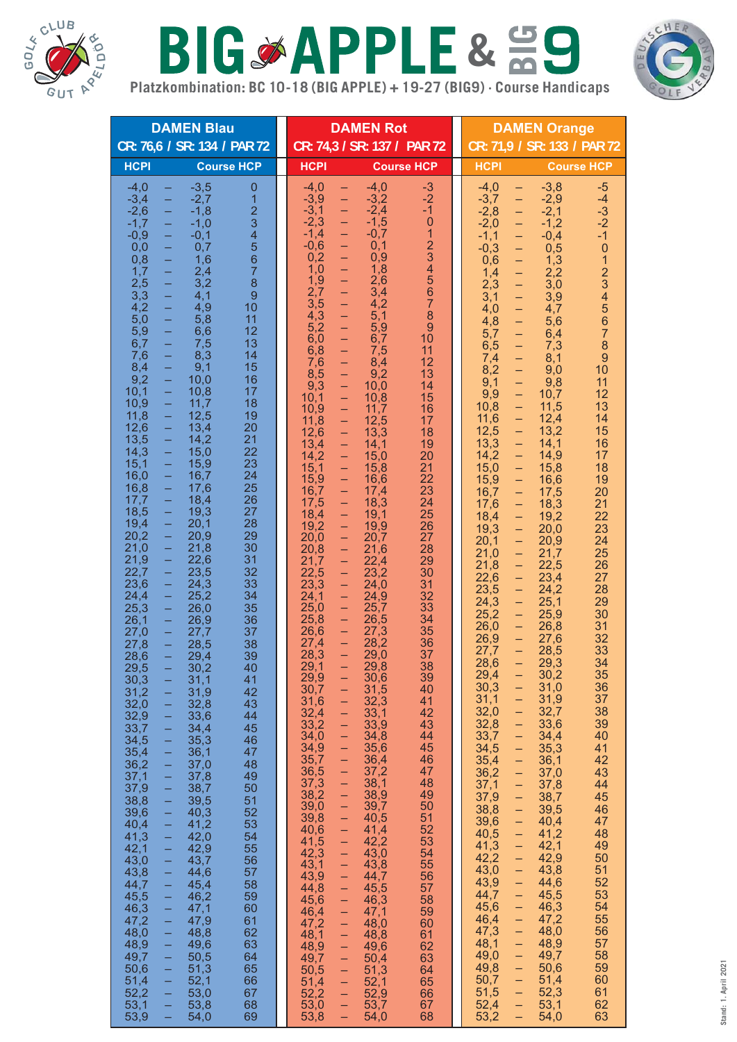# BIG APPLE & BIG 9

**Platzkombination: BC 10-18 (BIG APPLE) + 19-27 (BIG9) · Course Handicaps**

| DAMEN Blau | | DAMEN Rot | | DAMEN Orange | |
|---|---|---|---|---|---|
| CR: 76,6 / SR: 134 / PAR 72 | | CR: 74,3 / SR: 137 / PAR 72 | | CR: 71,9 / SR: 133 / PAR 72 | |
| HCPI | Course HCP | HCPI | Course HCP | HCPI | Course HCP |
| -4,0 – -3,5 | 0 | -4,0 – -4,0 | -3 | -4,0 – -3,8 | -5 |
| -3,4 – -2,7 | 1 | -3,9 – -3,2 | -2 | -3,7 – -2,9 | -4 |
| -2,6 – -1,8 | 2 | -3,1 – -2,4 | -1 | -2,8 – -2,1 | -3 |
| -1,7 – -1,0 | 3 | -2,3 – -1,5 | 0 | -2,0 – -1,2 | -2 |
| -0,9 – -0,1 | 4 | -1,4 – -0,7 | 1 | -1,1 – -0,4 | -1 |
| 0,0 – 0,7 | 5 | -0,6 – 0,1 | 2 | -0,3 – 0,5 | 0 |
| 0,8 – 1,6 | 6 | 0,2 – 0,9 | 3 | 0,6 – 1,3 | 1 |
| 1,7 – 2,4 | 7 | 1,0 – 1,8 | 4 | 1,4 – 2,2 | 2 |
| 2,5 – 3,2 | 8 | 1,9 – 2,6 | 5 | 2,3 – 3,0 | 3 |
| 3,3 – 4,1 | 9 | 2,7 – 3,4 | 6 | 3,1 – 3,9 | 4 |
| 4,2 – 4,9 | 10 | 3,5 – 4,2 | 7 | 4,0 – 4,7 | 5 |
| 5,0 – 5,8 | 11 | 4,3 – 5,1 | 8 | 4,8 – 5,6 | 6 |
| 5,9 – 6,6 | 12 | 5,2 – 5,9 | 9 | 5,7 – 6,4 | 7 |
| 6,7 – 7,5 | 13 | 6,0 – 6,7 | 10 | 6,5 – 7,3 | 8 |
| 7,6 – 8,3 | 14 | 6,8 – 7,5 | 11 | 7,4 – 8,1 | 9 |
| 8,4 – 9,1 | 15 | 7,6 – 8,4 | 12 | 8,2 – 9,0 | 10 |
| 9,2 – 10,0 | 16 | 8,5 – 9,2 | 13 | 9,1 – 9,8 | 11 |
| 10,1 – 10,8 | 17 | 9,3 – 10,0 | 14 | 9,9 – 10,7 | 12 |
| 10,9 – 11,7 | 18 | 10,1 – 10,8 | 15 | 10,8 – 11,5 | 13 |
| 11,8 – 12,5 | 19 | 10,9 – 11,7 | 16 | 11,6 – 12,4 | 14 |
| 12,6 – 13,4 | 20 | 11,8 – 12,5 | 17 | 12,5 – 13,2 | 15 |
| 13,5 – 14,2 | 21 | 12,6 – 13,3 | 18 | 13,3 – 14,1 | 16 |
| 14,3 – 15,0 | 22 | 13,4 – 14,1 | 19 | 14,2 – 14,9 | 17 |
| 15,1 – 15,9 | 23 | 14,2 – 15,0 | 20 | 15,0 – 15,8 | 18 |
| 16,0 – 16,7 | 24 | 15,1 – 15,8 | 21 | 15,9 – 16,6 | 19 |
| 16,8 – 17,6 | 25 | 15,9 – 16,6 | 22 | 16,7 – 17,5 | 20 |
| 17,7 – 18,4 | 26 | 16,7 – 17,4 | 23 | 17,6 – 18,3 | 21 |
| 18,5 – 19,3 | 27 | 17,5 – 18,3 | 24 | 18,4 – 19,2 | 22 |
| 19,4 – 20,1 | 28 | 18,4 – 19,1 | 25 | 19,3 – 20,0 | 23 |
| 20,2 – 20,9 | 29 | 19,2 – 19,9 | 26 | 20,1 – 20,9 | 24 |
| 21,0 – 21,8 | 30 | 20,0 – 20,7 | 27 | 21,0 – 21,7 | 25 |
| 21,9 – 22,6 | 31 | 20,8 – 21,6 | 28 | 21,8 – 22,5 | 26 |
| 22,7 – 23,5 | 32 | 21,7 – 22,4 | 29 | 22,6 – 23,4 | 27 |
| 23,6 – 24,3 | 33 | 22,5 – 23,2 | 30 | 23,5 – 24,2 | 28 |
| 24,4 – 25,2 | 34 | 23,3 – 24,0 | 31 | 24,3 – 25,1 | 29 |
| 25,3 – 26,0 | 35 | 24,1 – 24,9 | 32 | 25,2 – 25,9 | 30 |
| 26,1 – 26,9 | 36 | 25,0 – 25,7 | 33 | 26,0 – 26,8 | 31 |
| 27,0 – 27,7 | 37 | 25,8 – 26,5 | 34 | 26,9 – 27,6 | 32 |
| 27,8 – 28,5 | 38 | 26,6 – 27,3 | 35 | 27,7 – 28,5 | 33 |
| 28,6 – 29,4 | 39 | 27,4 – 28,2 | 36 | 28,6 – 29,3 | 34 |
| 29,5 – 30,2 | 40 | 28,3 – 29,0 | 37 | 29,4 – 30,2 | 35 |
| 30,3 – 31,1 | 41 | 29,1 – 29,8 | 38 | 30,3 – 31,0 | 36 |
| 31,2 – 31,9 | 42 | 29,9 – 30,6 | 39 | 31,1 – 31,9 | 37 |
| 32,0 – 32,8 | 43 | 30,7 – 31,5 | 40 | 32,0 – 32,7 | 38 |
| 32,9 – 33,6 | 44 | 31,6 – 32,3 | 41 | 32,8 – 33,6 | 39 |
| 33,7 – 34,4 | 45 | 32,4 – 33,1 | 42 | 33,7 – 34,4 | 40 |
| 34,5 – 35,3 | 46 | 33,2 – 33,9 | 43 | 34,5 – 35,3 | 41 |
| 35,4 – 36,1 | 47 | 34,0 – 34,8 | 44 | 35,4 – 36,1 | 42 |
| 36,2 – 37,0 | 48 | 34,9 – 35,6 | 45 | 36,2 – 37,0 | 43 |
| 37,1 – 37,8 | 49 | 35,7 – 36,4 | 46 | 37,1 – 37,8 | 44 |
| 37,9 – 38,7 | 50 | 36,5 – 37,2 | 47 | 37,9 – 38,7 | 45 |
| 38,8 – 39,5 | 51 | 37,3 – 38,1 | 48 | 38,8 – 39,5 | 46 |
| 39,6 – 40,3 | 52 | 38,2 – 38,9 | 49 | 39,6 – 40,4 | 47 |
| 40,4 – 41,2 | 53 | 39,0 – 39,7 | 50 | 40,5 – 41,2 | 48 |
| 41,3 – 42,0 | 54 | 39,8 – 40,5 | 51 | 41,3 – 42,1 | 49 |
| 42,1 – 42,9 | 55 | 40,6 – 41,4 | 52 | 42,2 – 42,9 | 50 |
| 43,0 – 43,7 | 56 | 41,5 – 42,2 | 53 | 43,0 – 43,8 | 51 |
| 43,8 – 44,6 | 57 | 42,3 – 43,0 | 54 | 43,9 – 44,6 | 52 |
| 44,7 – 45,4 | 58 | 43,1 – 43,8 | 55 | 44,7 – 45,5 | 53 |
| 45,5 – 46,2 | 59 | 43,9 – 44,7 | 56 | 45,6 – 46,3 | 54 |
| 46,3 – 47,1 | 60 | 44,8 – 45,5 | 57 | 46,4 – 47,2 | 55 |
| 47,2 – 47,9 | 61 | 45,6 – 46,3 | 58 | 47,3 – 48,0 | 56 |
| 48,0 – 48,8 | 62 | 46,4 – 47,1 | 59 | 48,1 – 48,9 | 57 |
| 48,9 – 49,6 | 63 | 47,2 – 48,0 | 60 | 49,0 – 49,7 | 58 |
| 49,7 – 50,5 | 64 | 48,1 – 48,8 | 61 | 49,8 – 50,6 | 59 |
| 50,6 – 51,3 | 65 | 48,9 – 49,6 | 62 | 50,7 – 51,4 | 60 |
| 51,4 – 52,1 | 66 | 49,7 – 50,4 | 63 | 51,5 – 52,3 | 61 |
| 52,2 – 53,0 | 67 | 50,5 – 51,3 | 64 | 52,4 – 53,1 | 62 |
| 53,1 – 53,8 | 68 | 51,4 – 52,1 | 65 | 53,2 – 54,0 | 63 |
| 53,9 – 54,0 | 69 | 52,2 – 52,9 | 66 | | |
| | | 53,0 – 53,7 | 67 | | |
| | | 53,8 – 54,0 | 68 | | |

Stand: 1. April 2021